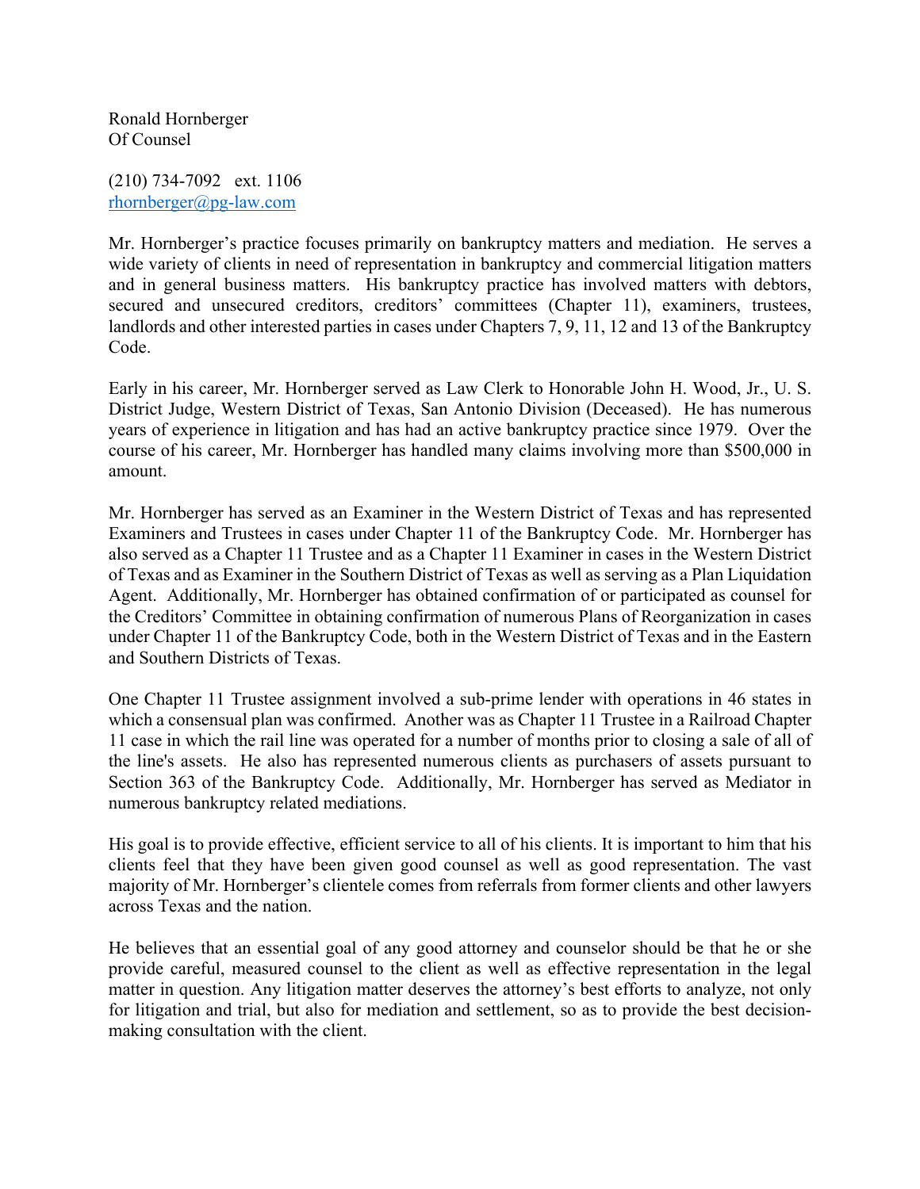Ronald Hornberger
Of Counsel

(210) 734-7092 ext. 1106
rhornberger@pg-law.com

Mr. Hornberger's practice focuses primarily on bankruptcy matters and mediation. He serves a wide variety of clients in need of representation in bankruptcy and commercial litigation matters and in general business matters. His bankruptcy practice has involved matters with debtors, secured and unsecured creditors, creditors' committees (Chapter 11), examiners, trustees, landlords and other interested parties in cases under Chapters 7, 9, 11, 12 and 13 of the Bankruptcy Code.

Early in his career, Mr. Hornberger served as Law Clerk to Honorable John H. Wood, Jr., U. S. District Judge, Western District of Texas, San Antonio Division (Deceased). He has numerous years of experience in litigation and has had an active bankruptcy practice since 1979. Over the course of his career, Mr. Hornberger has handled many claims involving more than $500,000 in amount.

Mr. Hornberger has served as an Examiner in the Western District of Texas and has represented Examiners and Trustees in cases under Chapter 11 of the Bankruptcy Code. Mr. Hornberger has also served as a Chapter 11 Trustee and as a Chapter 11 Examiner in cases in the Western District of Texas and as Examiner in the Southern District of Texas as well as serving as a Plan Liquidation Agent. Additionally, Mr. Hornberger has obtained confirmation of or participated as counsel for the Creditors' Committee in obtaining confirmation of numerous Plans of Reorganization in cases under Chapter 11 of the Bankruptcy Code, both in the Western District of Texas and in the Eastern and Southern Districts of Texas.

One Chapter 11 Trustee assignment involved a sub-prime lender with operations in 46 states in which a consensual plan was confirmed. Another was as Chapter 11 Trustee in a Railroad Chapter 11 case in which the rail line was operated for a number of months prior to closing a sale of all of the line's assets. He also has represented numerous clients as purchasers of assets pursuant to Section 363 of the Bankruptcy Code. Additionally, Mr. Hornberger has served as Mediator in numerous bankruptcy related mediations.

His goal is to provide effective, efficient service to all of his clients. It is important to him that his clients feel that they have been given good counsel as well as good representation. The vast majority of Mr. Hornberger's clientele comes from referrals from former clients and other lawyers across Texas and the nation.

He believes that an essential goal of any good attorney and counselor should be that he or she provide careful, measured counsel to the client as well as effective representation in the legal matter in question. Any litigation matter deserves the attorney's best efforts to analyze, not only for litigation and trial, but also for mediation and settlement, so as to provide the best decision-making consultation with the client.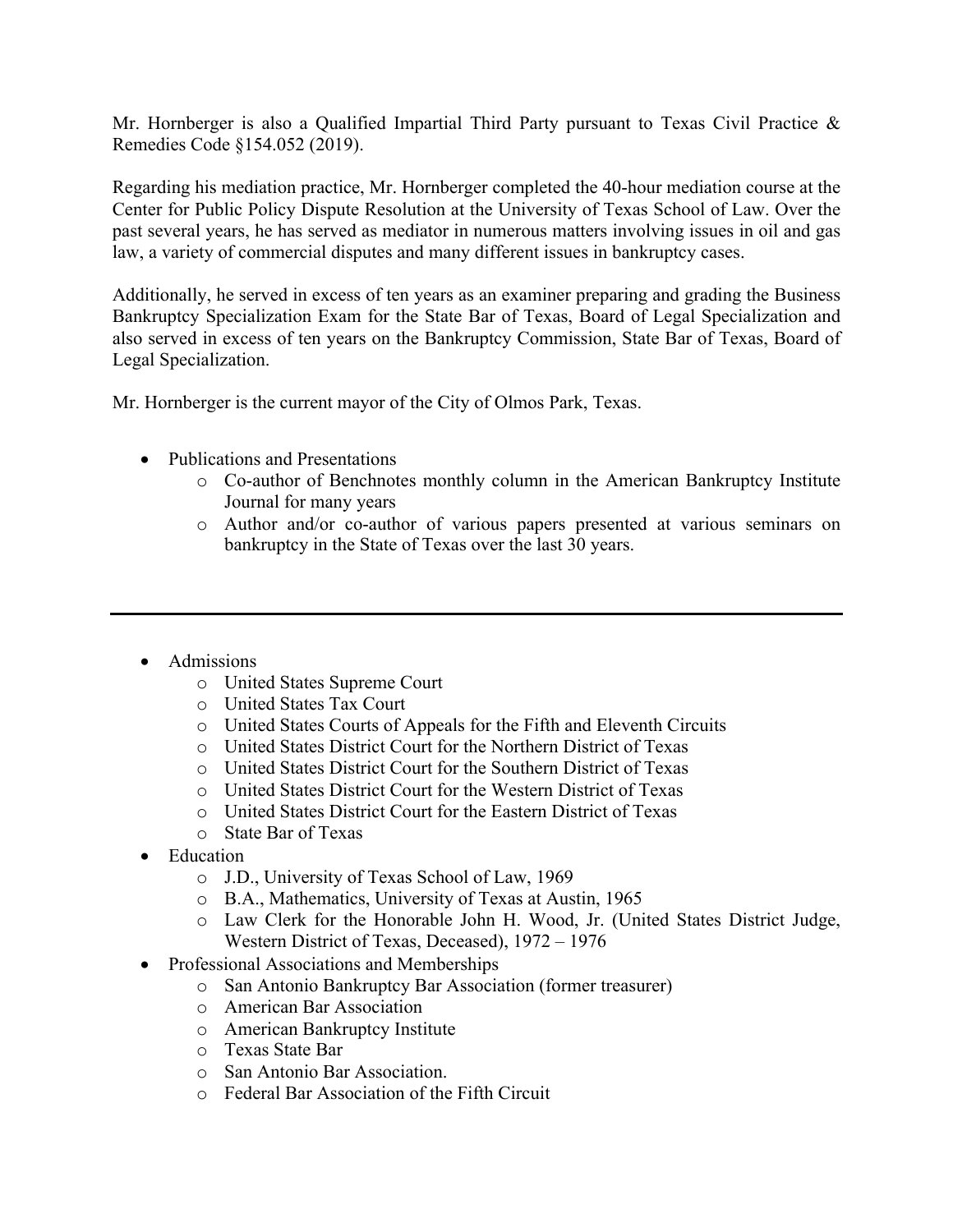Mr. Hornberger is also a Qualified Impartial Third Party pursuant to Texas Civil Practice & Remedies Code §154.052 (2019).

Regarding his mediation practice, Mr. Hornberger completed the 40-hour mediation course at the Center for Public Policy Dispute Resolution at the University of Texas School of Law. Over the past several years, he has served as mediator in numerous matters involving issues in oil and gas law, a variety of commercial disputes and many different issues in bankruptcy cases.

Additionally, he served in excess of ten years as an examiner preparing and grading the Business Bankruptcy Specialization Exam for the State Bar of Texas, Board of Legal Specialization and also served in excess of ten years on the Bankruptcy Commission, State Bar of Texas, Board of Legal Specialization.

Mr. Hornberger is the current mayor of the City of Olmos Park, Texas.

- Publications and Presentations
  - Co-author of Benchnotes monthly column in the American Bankruptcy Institute Journal for many years
  - Author and/or co-author of various papers presented at various seminars on bankruptcy in the State of Texas over the last 30 years.

---

- Admissions
  - United States Supreme Court
  - United States Tax Court
  - United States Courts of Appeals for the Fifth and Eleventh Circuits
  - United States District Court for the Northern District of Texas
  - United States District Court for the Southern District of Texas
  - United States District Court for the Western District of Texas
  - United States District Court for the Eastern District of Texas
  - State Bar of Texas
- Education
  - J.D., University of Texas School of Law, 1969
  - B.A., Mathematics, University of Texas at Austin, 1965
  - Law Clerk for the Honorable John H. Wood, Jr. (United States District Judge, Western District of Texas, Deceased), 1972 – 1976
- Professional Associations and Memberships
  - San Antonio Bankruptcy Bar Association (former treasurer)
  - American Bar Association
  - American Bankruptcy Institute
  - Texas State Bar
  - San Antonio Bar Association.
  - Federal Bar Association of the Fifth Circuit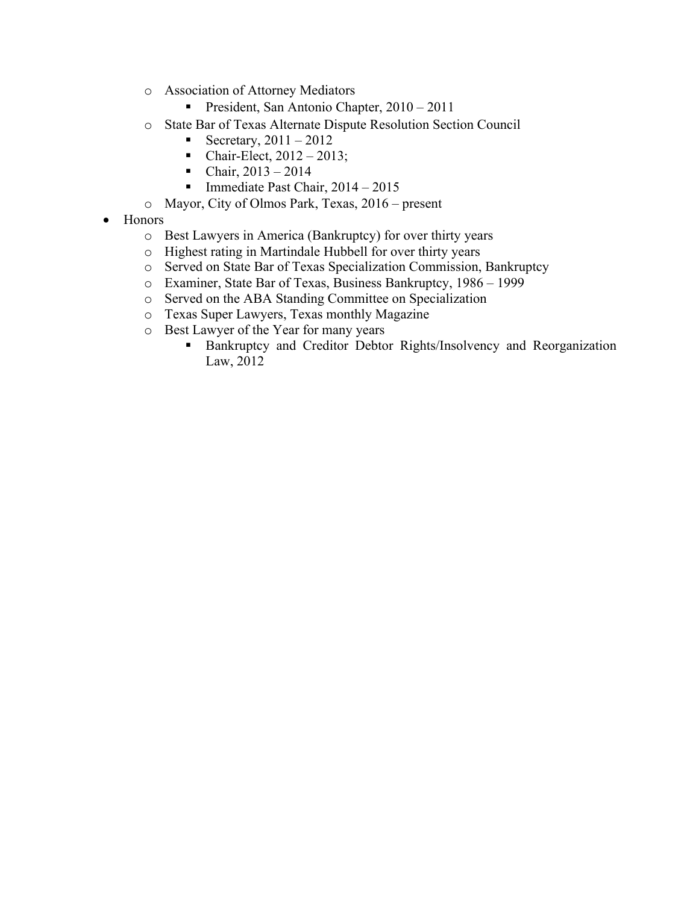- Association of Attorney Mediators
    - President, San Antonio Chapter, 2010 – 2011
  - State Bar of Texas Alternate Dispute Resolution Section Council
    - Secretary, 2011 – 2012
    - Chair-Elect, 2012 – 2013;
    - Chair, 2013 – 2014
    - Immediate Past Chair, 2014 – 2015
  - Mayor, City of Olmos Park, Texas, 2016 – present
- Honors
  - Best Lawyers in America (Bankruptcy) for over thirty years
  - Highest rating in Martindale Hubbell for over thirty years
  - Served on State Bar of Texas Specialization Commission, Bankruptcy
  - Examiner, State Bar of Texas, Business Bankruptcy, 1986 – 1999
  - Served on the ABA Standing Committee on Specialization
  - Texas Super Lawyers, Texas monthly Magazine
  - Best Lawyer of the Year for many years
    - Bankruptcy and Creditor Debtor Rights/Insolvency and Reorganization Law, 2012